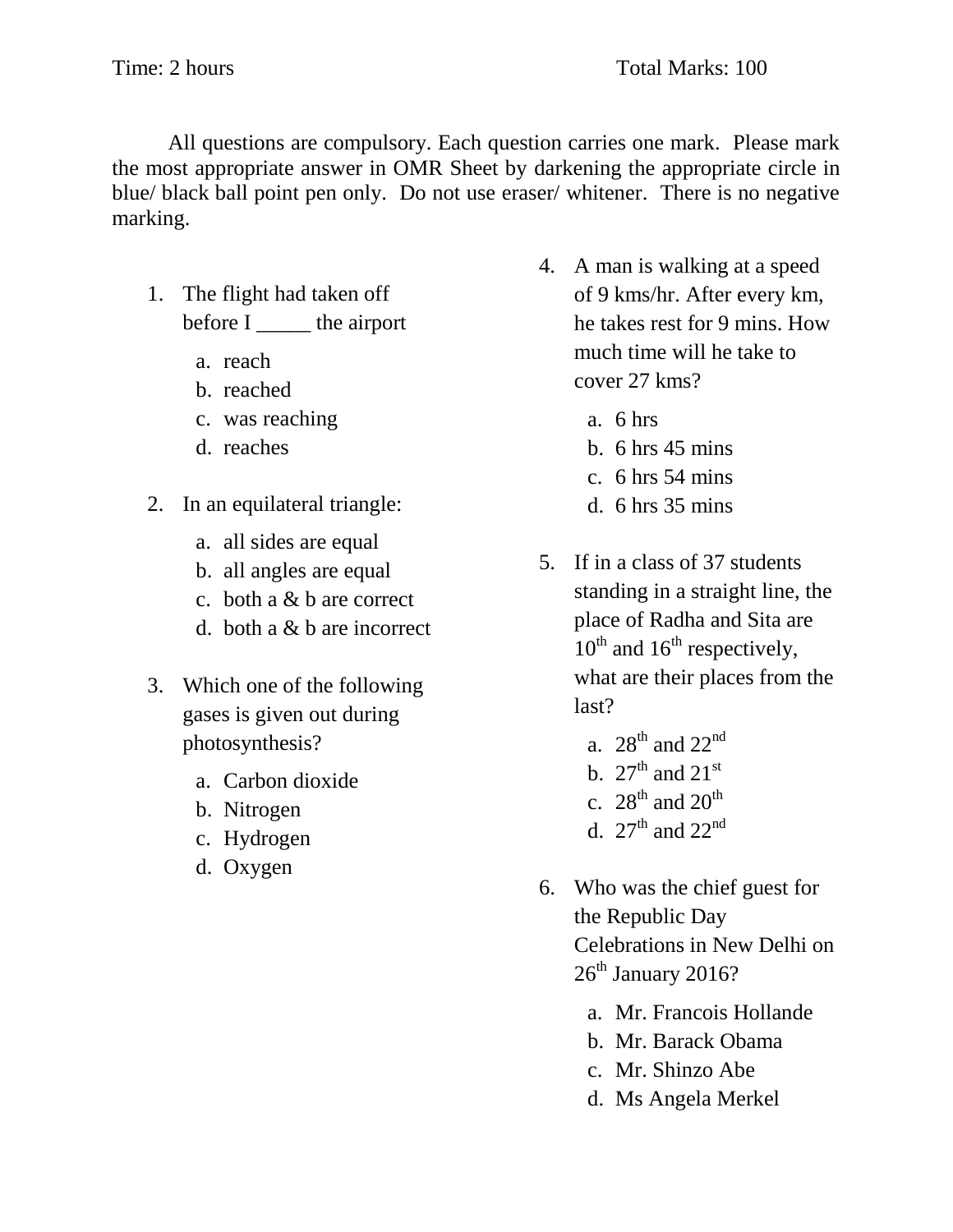Time: 2 hours Total Marks: 100

All questions are compulsory. Each question carries one mark. Please mark the most appropriate answer in OMR Sheet by darkening the appropriate circle in blue/ black ball point pen only. Do not use eraser/ whitener. There is no negative marking.

1. The flight had taken off before I _____ the airport
   a. reach
   b. reached
   c. was reaching
   d. reaches

2. In an equilateral triangle:
   a. all sides are equal
   b. all angles are equal
   c. both a & b are correct
   d. both a & b are incorrect

3. Which one of the following gases is given out during photosynthesis?
   a. Carbon dioxide
   b. Nitrogen
   c. Hydrogen
   d. Oxygen

4. A man is walking at a speed of 9 kms/hr. After every km, he takes rest for 9 mins. How much time will he take to cover 27 kms?
   a. 6 hrs
   b. 6 hrs 45 mins
   c. 6 hrs 54 mins
   d. 6 hrs 35 mins

5. If in a class of 37 students standing in a straight line, the place of Radha and Sita are $10^{th}$ and $16^{th}$ respectively, what are their places from the last?
   a. $28^{th}$ and $22^{nd}$
   b. $27^{th}$ and $21^{st}$
   c. $28^{th}$ and $20^{th}$
   d. $27^{th}$ and $22^{nd}$

6. Who was the chief guest for the Republic Day Celebrations in New Delhi on $26^{th}$ January 2016?
   a. Mr. Francois Hollande
   b. Mr. Barack Obama
   c. Mr. Shinzo Abe
   d. Ms Angela Merkel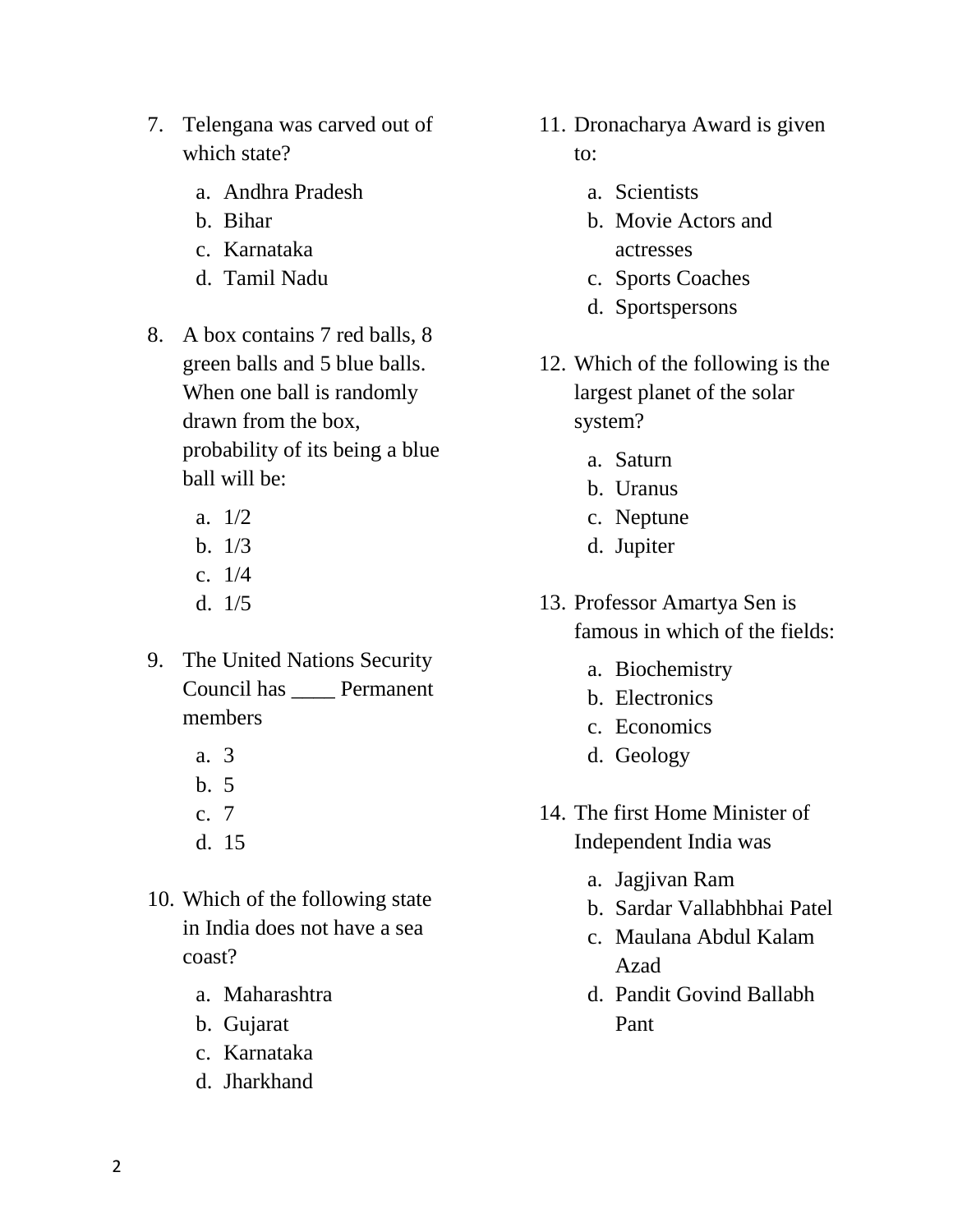7. Telengana was carved out of which state?
    a. Andhra Pradesh
    b. Bihar
    c. Karnataka
    d. Tamil Nadu

8. A box contains 7 red balls, 8 green balls and 5 blue balls. When one ball is randomly drawn from the box, probability of its being a blue ball will be:
    a. 1/2
    b. 1/3
    c. 1/4
    d. 1/5

9. The United Nations Security Council has ____ Permanent members
    a. 3
    b. 5
    c. 7
    d. 15

10. Which of the following state in India does not have a sea coast?
    a. Maharashtra
    b. Gujarat
    c. Karnataka
    d. Jharkhand

11. Dronacharya Award is given to:
    a. Scientists
    b. Movie Actors and actresses
    c. Sports Coaches
    d. Sportspersons

12. Which of the following is the largest planet of the solar system?
    a. Saturn
    b. Uranus
    c. Neptune
    d. Jupiter

13. Professor Amartya Sen is famous in which of the fields:
    a. Biochemistry
    b. Electronics
    c. Economics
    d. Geology

14. The first Home Minister of Independent India was
    a. Jagjivan Ram
    b. Sardar Vallabhbhai Patel
    c. Maulana Abdul Kalam Azad
    d. Pandit Govind Ballabh Pant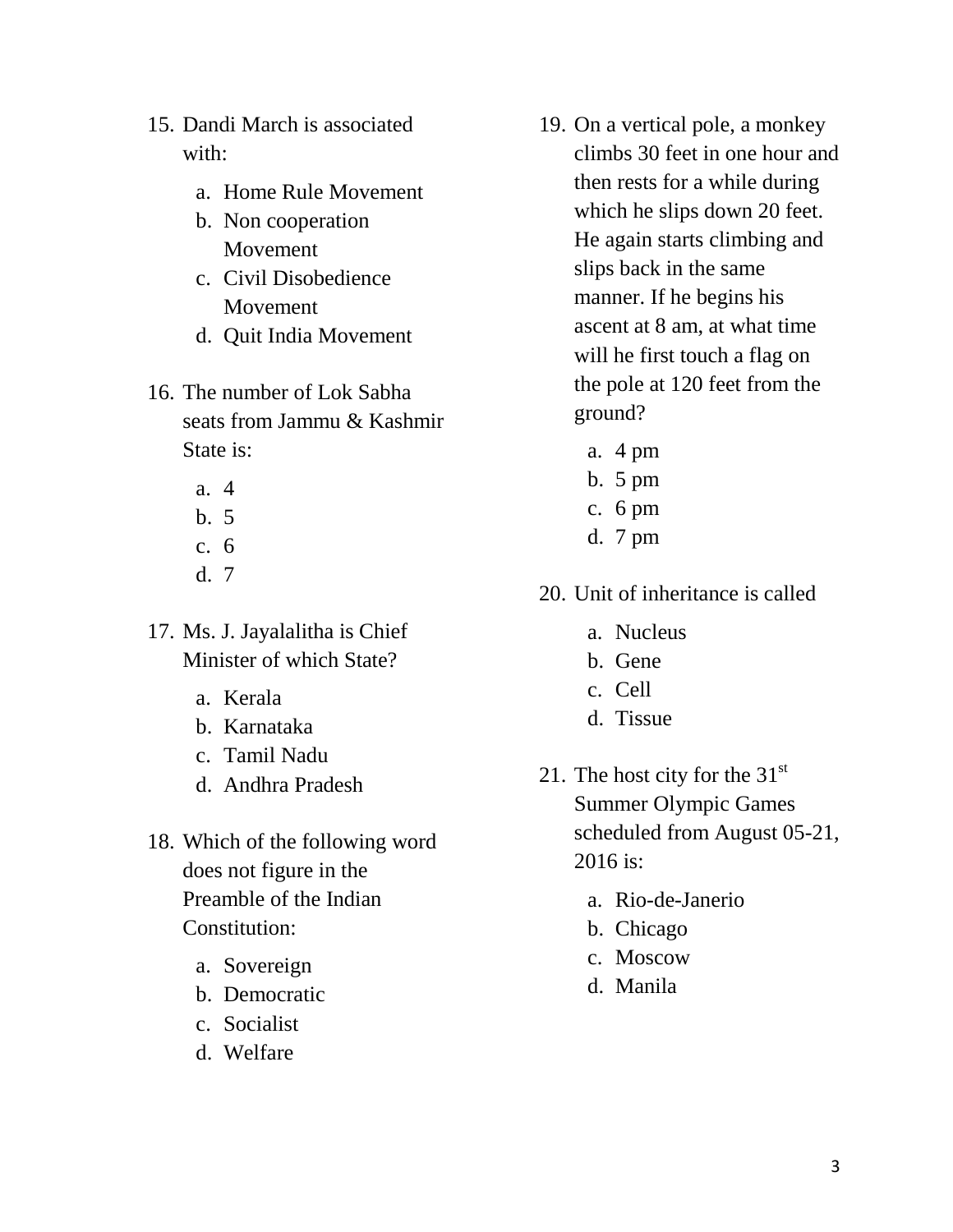15. Dandi March is associated with:
    a. Home Rule Movement
    b. Non cooperation Movement
    c. Civil Disobedience Movement
    d. Quit India Movement

16. The number of Lok Sabha seats from Jammu & Kashmir State is:
    a. 4
    b. 5
    c. 6
    d. 7

17. Ms. J. Jayalalitha is Chief Minister of which State?
    a. Kerala
    b. Karnataka
    c. Tamil Nadu
    d. Andhra Pradesh

18. Which of the following word does not figure in the Preamble of the Indian Constitution:
    a. Sovereign
    b. Democratic
    c. Socialist
    d. Welfare

19. On a vertical pole, a monkey climbs 30 feet in one hour and then rests for a while during which he slips down 20 feet. He again starts climbing and slips back in the same manner. If he begins his ascent at 8 am, at what time will he first touch a flag on the pole at 120 feet from the ground?
    a. 4 pm
    b. 5 pm
    c. 6 pm
    d. 7 pm

20. Unit of inheritance is called
    a. Nucleus
    b. Gene
    c. Cell
    d. Tissue

21. The host city for the 31st Summer Olympic Games scheduled from August 05-21, 2016 is:
    a. Rio-de-Janerio
    b. Chicago
    c. Moscow
    d. Manila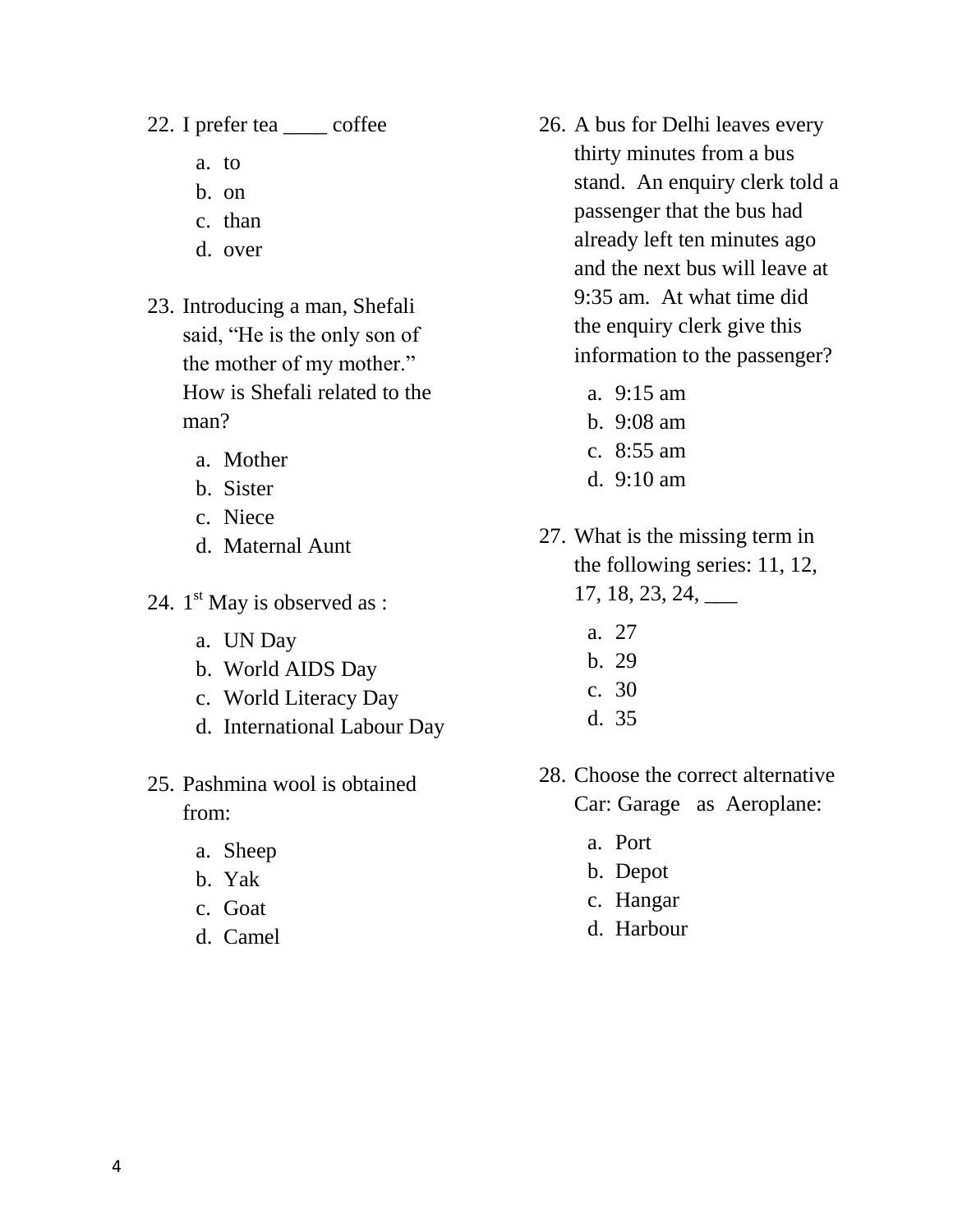22. I prefer tea ____ coffee

    a. to
    b. on
    c. than
    d. over

23. Introducing a man, Shefali said, “He is the only son of the mother of my mother.” How is Shefali related to the man?

    a. Mother
    b. Sister
    c. Niece
    d. Maternal Aunt

24. 1st May is observed as :

    a. UN Day
    b. World AIDS Day
    c. World Literacy Day
    d. International Labour Day

25. Pashmina wool is obtained from:

    a. Sheep
    b. Yak
    c. Goat
    d. Camel

26. A bus for Delhi leaves every thirty minutes from a bus stand. An enquiry clerk told a passenger that the bus had already left ten minutes ago and the next bus will leave at 9:35 am. At what time did the enquiry clerk give this information to the passenger?

    a. 9:15 am
    b. 9:08 am
    c. 8:55 am
    d. 9:10 am

27. What is the missing term in the following series: 11, 12, 17, 18, 23, 24, ___

    a. 27
    b. 29
    c. 30
    d. 35

28. Choose the correct alternative Car: Garage as Aeroplane:

    a. Port
    b. Depot
    c. Hangar
    d. Harbour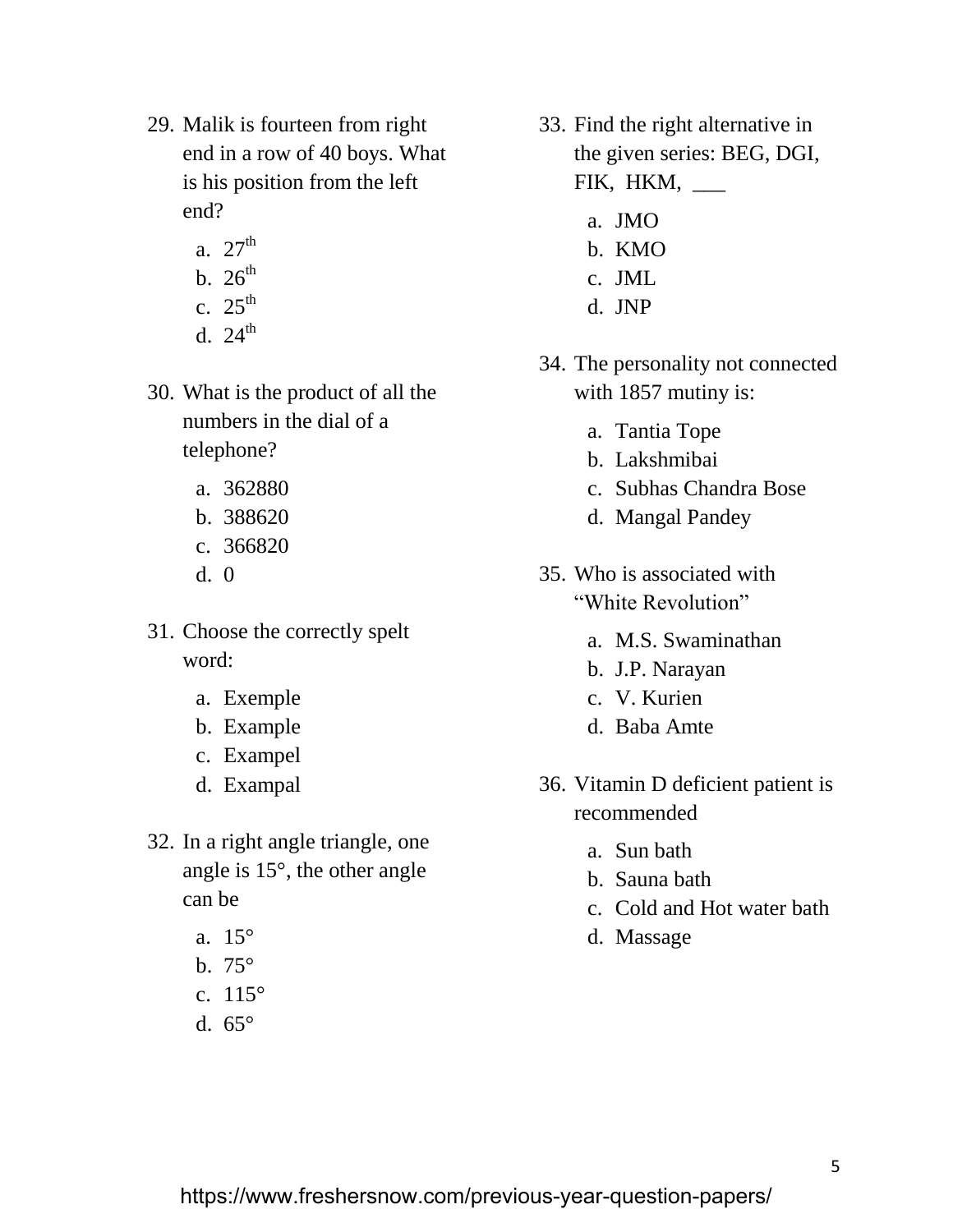29. Malik is fourteen from right end in a row of 40 boys. What is his position from the left end?

    a. $27^{th}$
    b. $26^{th}$
    c. $25^{th}$
    d. $24^{th}$

30. What is the product of all the numbers in the dial of a telephone?

    a. 362880
    b. 388620
    c. 366820
    d. 0

31. Choose the correctly spelt word:

    a. Exemple
    b. Example
    c. Exampel
    d. Exampal

32. In a right angle triangle, one angle is 15°, the other angle can be

    a. 15°
    b. 75°
    c. 115°
    d. 65°

33. Find the right alternative in the given series: BEG, DGI, FIK, HKM, ___

    a. JMO
    b. KMO
    c. JML
    d. JNP

34. The personality not connected with 1857 mutiny is:

    a. Tantia Tope
    b. Lakshmibai
    c. Subhas Chandra Bose
    d. Mangal Pandey

35. Who is associated with "White Revolution"

    a. M.S. Swaminathan
    b. J.P. Narayan
    c. V. Kurien
    d. Baba Amte

36. Vitamin D deficient patient is recommended

    a. Sun bath
    b. Sauna bath
    c. Cold and Hot water bath
    d. Massage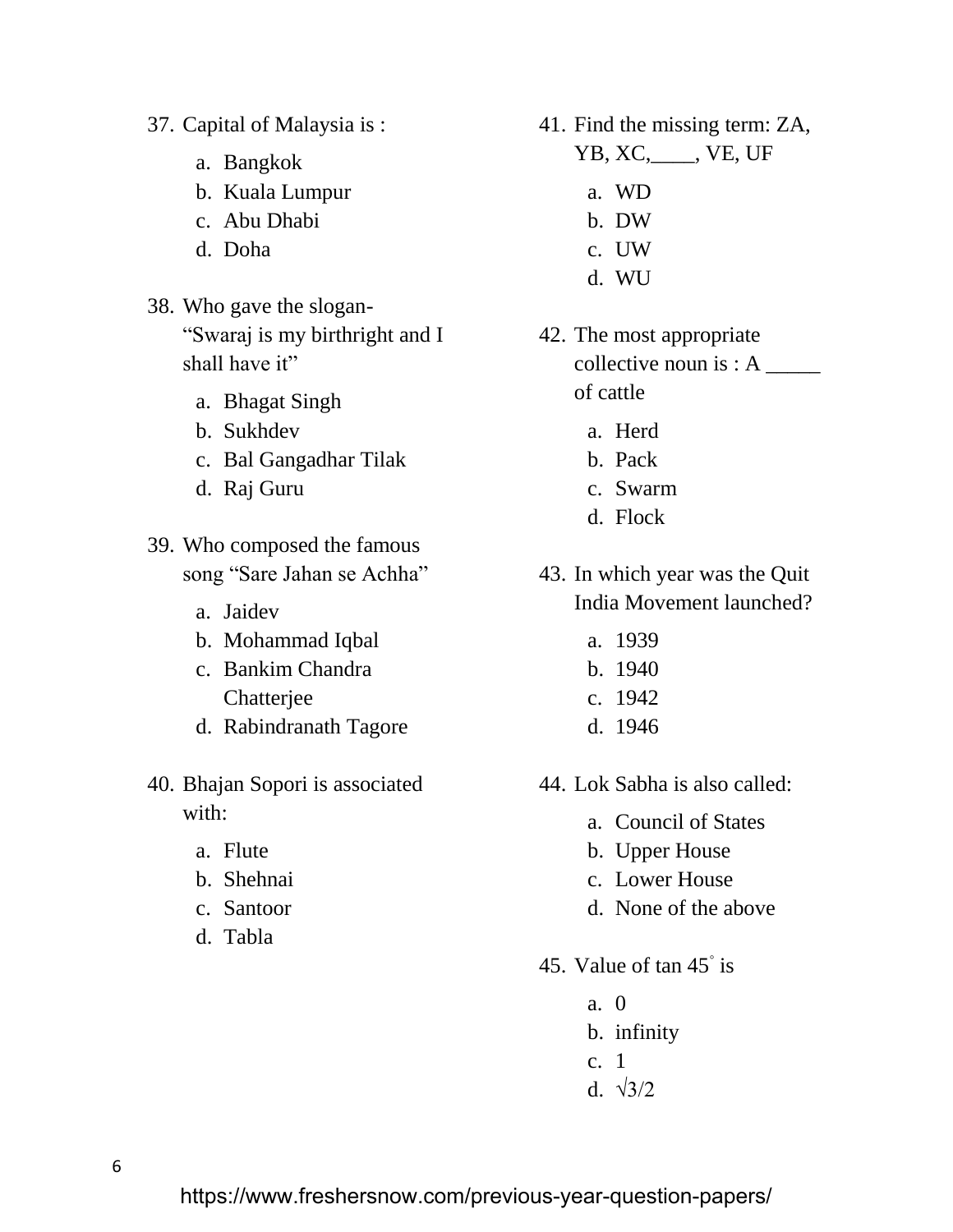37. Capital of Malaysia is :
    a. Bangkok
    b. Kuala Lumpur
    c. Abu Dhabi
    d. Doha

38. Who gave the slogan- "Swaraj is my birthright and I shall have it"
    a. Bhagat Singh
    b. Sukhdev
    c. Bal Gangadhar Tilak
    d. Raj Guru

39. Who composed the famous song "Sare Jahan se Achha"
    a. Jaidev
    b. Mohammad Iqbal
    c. Bankim Chandra Chatterjee
    d. Rabindranath Tagore

40. Bhajan Sopori is associated with:
    a. Flute
    b. Shehnai
    c. Santoor
    d. Tabla

41. Find the missing term: ZA, YB, XC,____, VE, UF
    a. WD
    b. DW
    c. UW
    d. WU

42. The most appropriate collective noun is : A _____ of cattle
    a. Herd
    b. Pack
    c. Swarm
    d. Flock

43. In which year was the Quit India Movement launched?
    a. 1939
    b. 1940
    c. 1942
    d. 1946

44. Lok Sabha is also called:
    a. Council of States
    b. Upper House
    c. Lower House
    d. None of the above

45. Value of tan $45^\circ$ is
    a. 0
    b. infinity
    c. 1
    d. $\sqrt{3}/2$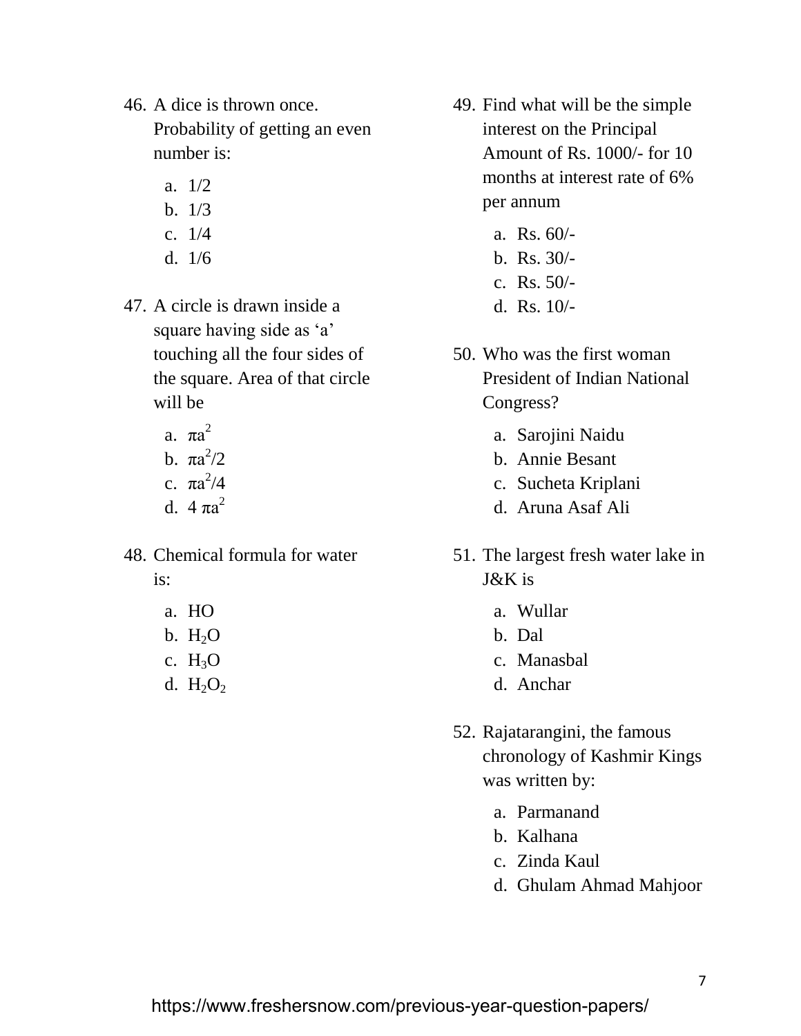46. A dice is thrown once. Probability of getting an even number is:
    a. 1/2
    b. 1/3
    c. 1/4
    d. 1/6

47. A circle is drawn inside a square having side as ‘a’ touching all the four sides of the square. Area of that circle will be
    a. $\pi a^2$
    b. $\pi a^2/2$
    c. $\pi a^2/4$
    d. $4 \pi a^2$

48. Chemical formula for water is:
    a. HO
    b. $H_2O$
    c. $H_3O$
    d. $H_2O_2$

49. Find what will be the simple interest on the Principal Amount of Rs. 1000/- for 10 months at interest rate of 6% per annum
    a. Rs. 60/-
    b. Rs. 30/-
    c. Rs. 50/-
    d. Rs. 10/-

50. Who was the first woman President of Indian National Congress?
    a. Sarojini Naidu
    b. Annie Besant
    c. Sucheta Kriplani
    d. Aruna Asaf Ali

51. The largest fresh water lake in J&K is
    a. Wullar
    b. Dal
    c. Manasbal
    d. Anchar

52. Rajatarangini, the famous chronology of Kashmir Kings was written by:
    a. Parmanand
    b. Kalhana
    c. Zinda Kaul
    d. Ghulam Ahmad Mahjoor

https://www.freshersnow.com/previous-year-question-papers/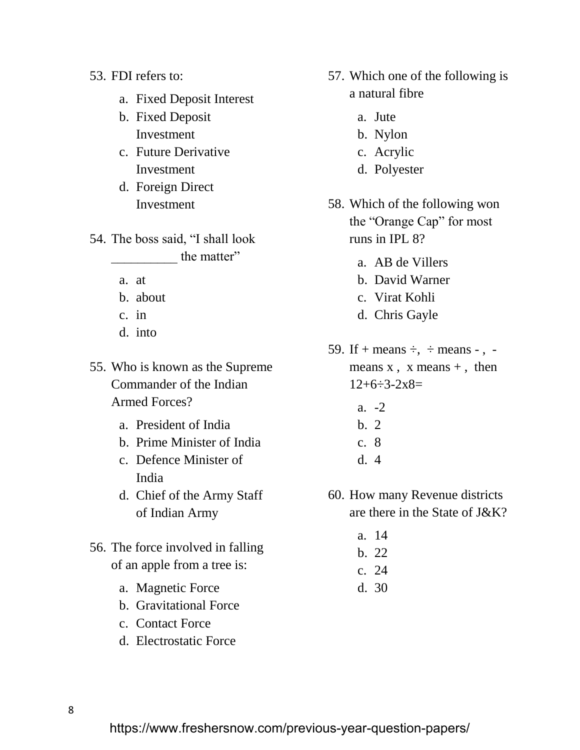53. FDI refers to:
    a. Fixed Deposit Interest
    b. Fixed Deposit Investment
    c. Future Derivative Investment
    d. Foreign Direct Investment

54. The boss said, “I shall look __________ the matter”
    a. at
    b. about
    c. in
    d. into

55. Who is known as the Supreme Commander of the Indian Armed Forces?
    a. President of India
    b. Prime Minister of India
    c. Defence Minister of India
    d. Chief of the Army Staff of Indian Army

56. The force involved in falling of an apple from a tree is:
    a. Magnetic Force
    b. Gravitational Force
    c. Contact Force
    d. Electrostatic Force

57. Which one of the following is a natural fibre
    a. Jute
    b. Nylon
    c. Acrylic
    d. Polyester

58. Which of the following won the “Orange Cap” for most runs in IPL 8?
    a. AB de Villers
    b. David Warner
    c. Virat Kohli
    d. Chris Gayle

59. If + means ÷, ÷ means - , - means x , x means + , then 12+6÷3-2x8=
    a. -2
    b. 2
    c. 8
    d. 4

60. How many Revenue districts are there in the State of J&K?
    a. 14
    b. 22
    c. 24
    d. 30

https://www.freshersnow.com/previous-year-question-papers/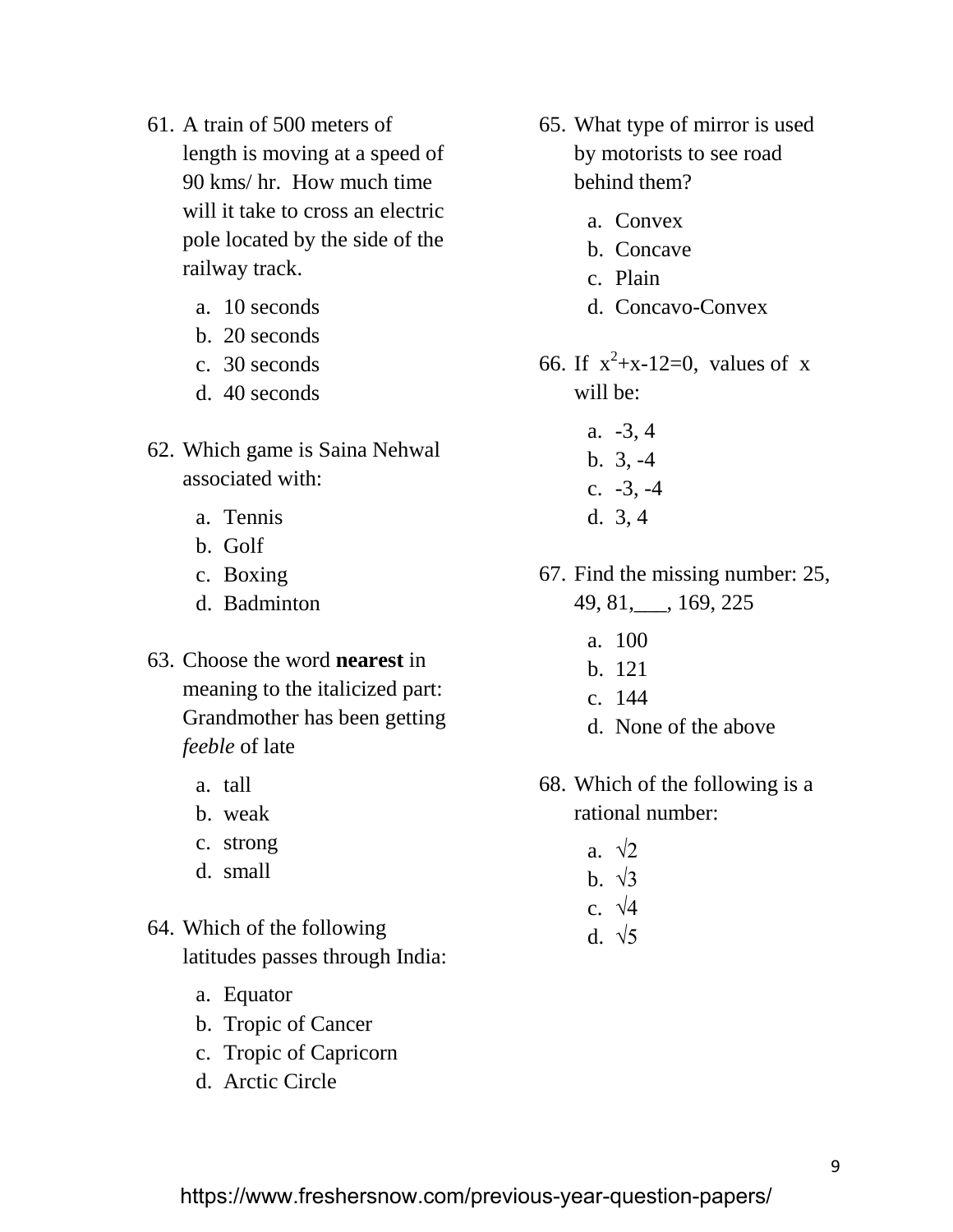61. A train of 500 meters of length is moving at a speed of 90 kms/ hr. How much time will it take to cross an electric pole located by the side of the railway track.

    a. 10 seconds
    b. 20 seconds
    c. 30 seconds
    d. 40 seconds

62. Which game is Saina Nehwal associated with:

    a. Tennis
    b. Golf
    c. Boxing
    d. Badminton

63. Choose the word **nearest** in meaning to the italicized part: Grandmother has been getting *feeble* of late

    a. tall
    b. weak
    c. strong
    d. small

64. Which of the following latitudes passes through India:

    a. Equator
    b. Tropic of Cancer
    c. Tropic of Capricorn
    d. Arctic Circle

65. What type of mirror is used by motorists to see road behind them?

    a. Convex
    b. Concave
    c. Plain
    d. Concavo-Convex

66. If $x^2+x-12=0$, values of $x$ will be:

    a. -3, 4
    b. 3, -4
    c. -3, -4
    d. 3, 4

67. Find the missing number: 25, 49, 81,___, 169, 225

    a. 100
    b. 121
    c. 144
    d. None of the above

68. Which of the following is a rational number:

    a. $\sqrt{2}$
    b. $\sqrt{3}$
    c. $\sqrt{4}$
    d. $\sqrt{5}$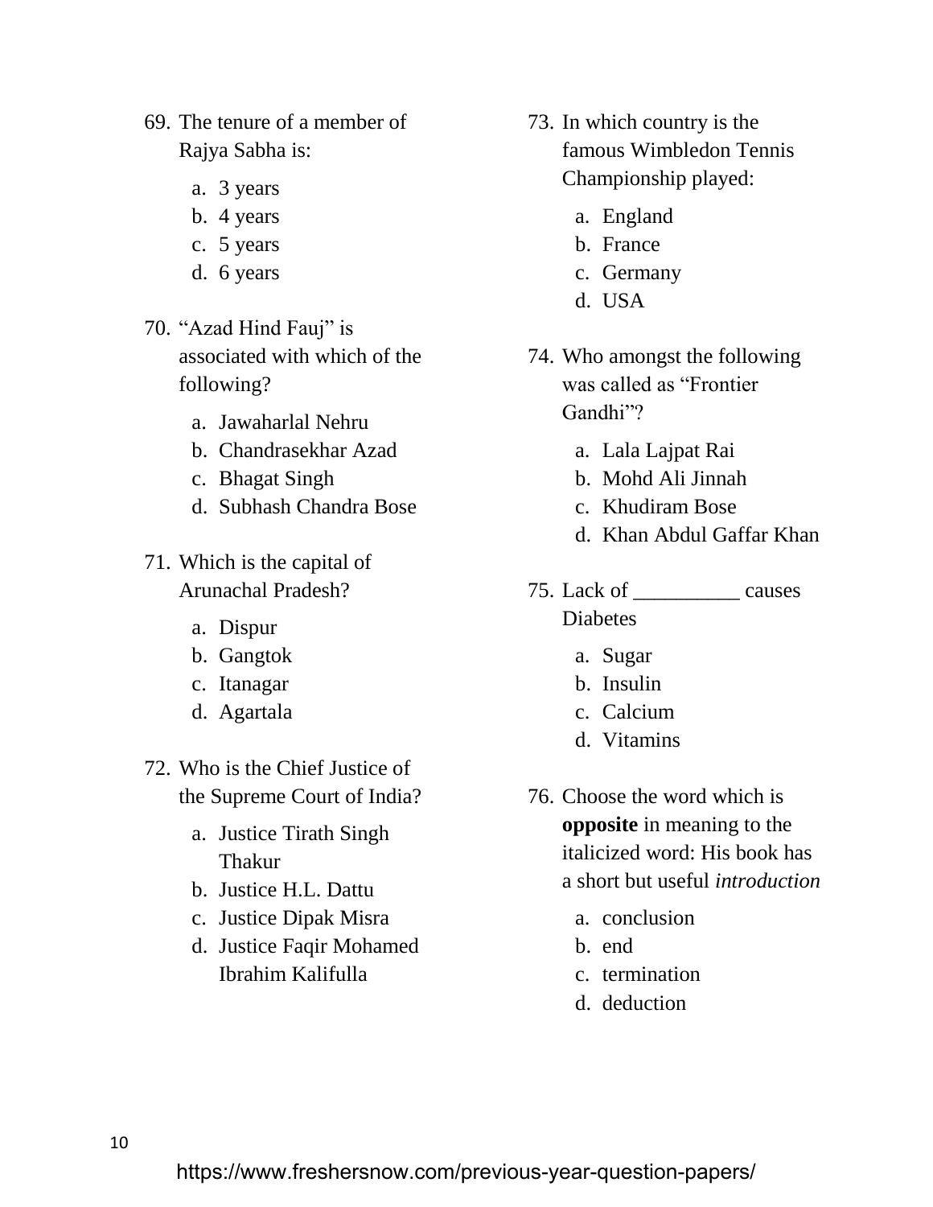69. The tenure of a member of Rajya Sabha is:
    a. 3 years
    b. 4 years
    c. 5 years
    d. 6 years

70. “Azad Hind Fauj” is associated with which of the following?
    a. Jawaharlal Nehru
    b. Chandrasekhar Azad
    c. Bhagat Singh
    d. Subhash Chandra Bose

71. Which is the capital of Arunachal Pradesh?
    a. Dispur
    b. Gangtok
    c. Itanagar
    d. Agartala

72. Who is the Chief Justice of the Supreme Court of India?
    a. Justice Tirath Singh Thakur
    b. Justice H.L. Dattu
    c. Justice Dipak Misra
    d. Justice Faqir Mohamed Ibrahim Kalifulla

73. In which country is the famous Wimbledon Tennis Championship played:
    a. England
    b. France
    c. Germany
    d. USA

74. Who amongst the following was called as “Frontier Gandhi”?
    a. Lala Lajpat Rai
    b. Mohd Ali Jinnah
    c. Khudiram Bose
    d. Khan Abdul Gaffar Khan

75. Lack of __________ causes Diabetes
    a. Sugar
    b. Insulin
    c. Calcium
    d. Vitamins

76. Choose the word which is **opposite** in meaning to the italicized word: His book has a short but useful *introduction*
    a. conclusion
    b. end
    c. termination
    d. deduction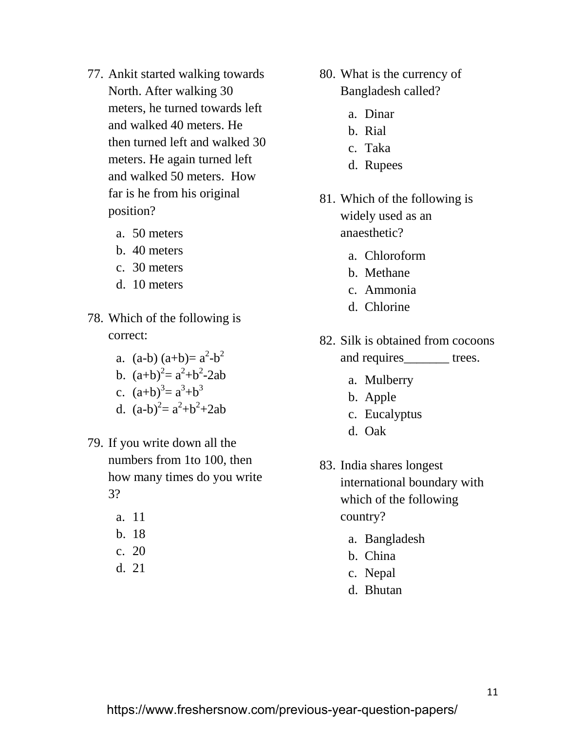77. Ankit started walking towards North. After walking 30 meters, he turned towards left and walked 40 meters. He then turned left and walked 30 meters. He again turned left and walked 50 meters. How far is he from his original position?
    a. 50 meters
    b. 40 meters
    c. 30 meters
    d. 10 meters

78. Which of the following is correct:
    a. $(a-b)(a+b)= a^2-b^2$
    b. $(a+b)^2= a^2+b^2-2ab$
    c. $(a+b)^3= a^3+b^3$
    d. $(a-b)^2= a^2+b^2+2ab$

79. If you write down all the numbers from 1to 100, then how many times do you write 3?
    a. 11
    b. 18
    c. 20
    d. 21

80. What is the currency of Bangladesh called?
    a. Dinar
    b. Rial
    c. Taka
    d. Rupees

81. Which of the following is widely used as an anaesthetic?
    a. Chloroform
    b. Methane
    c. Ammonia
    d. Chlorine

82. Silk is obtained from cocoons and requires_______ trees.
    a. Mulberry
    b. Apple
    c. Eucalyptus
    d. Oak

83. India shares longest international boundary with which of the following country?
    a. Bangladesh
    b. China
    c. Nepal
    d. Bhutan

https://www.freshersnow.com/previous-year-question-papers/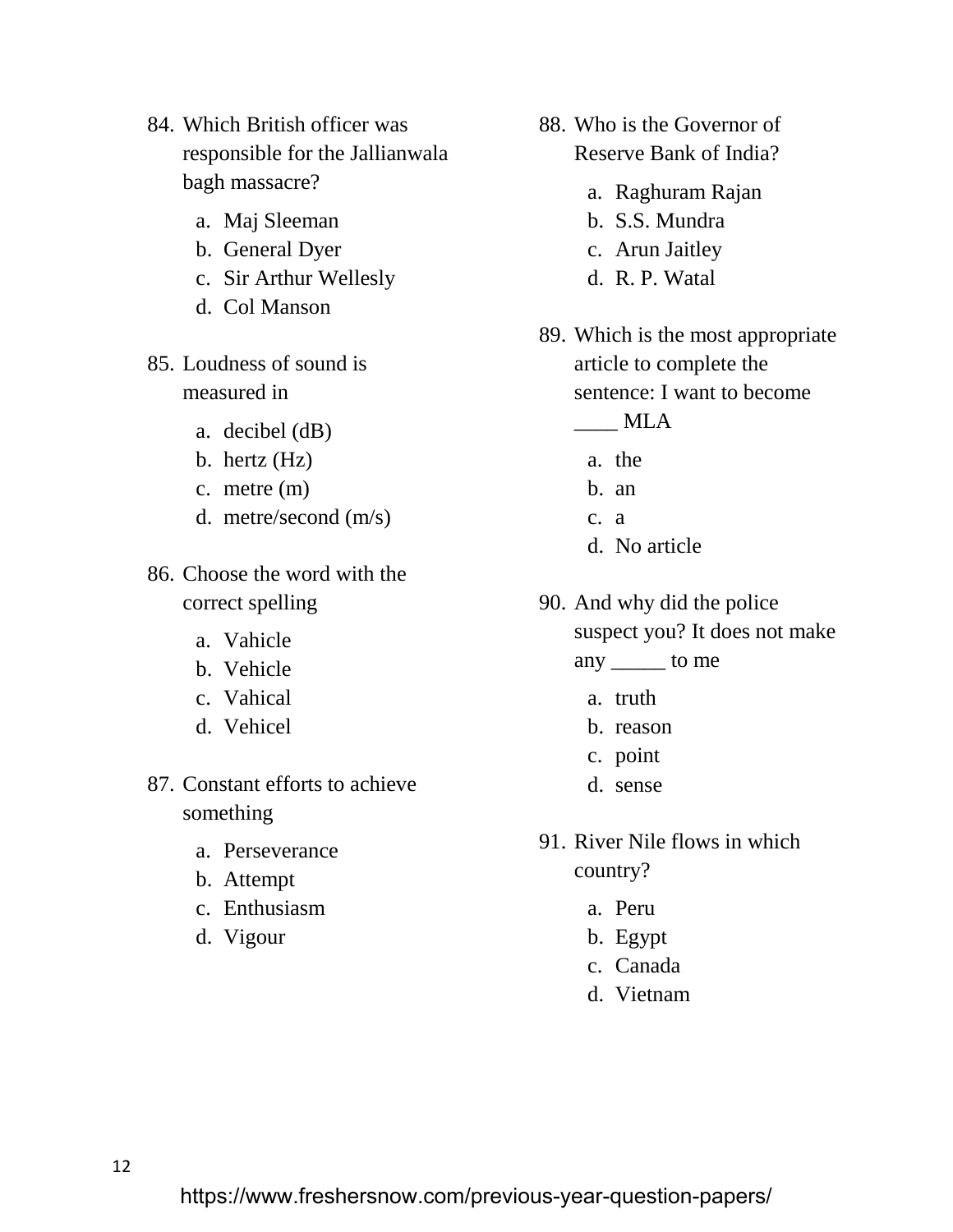84. Which British officer was responsible for the Jallianwala bagh massacre?

    a. Maj Sleeman
    b. General Dyer
    c. Sir Arthur Wellesly
    d. Col Manson

85. Loudness of sound is measured in

    a. decibel (dB)
    b. hertz (Hz)
    c. metre (m)
    d. metre/second (m/s)

86. Choose the word with the correct spelling

    a. Vahicle
    b. Vehicle
    c. Vahical
    d. Vehicel

87. Constant efforts to achieve something

    a. Perseverance
    b. Attempt
    c. Enthusiasm
    d. Vigour

88. Who is the Governor of Reserve Bank of India?

    a. Raghuram Rajan
    b. S.S. Mundra
    c. Arun Jaitley
    d. R. P. Watal

89. Which is the most appropriate article to complete the sentence: I want to become ____ MLA

    a. the
    b. an
    c. a
    d. No article

90. And why did the police suspect you? It does not make any _____ to me

    a. truth
    b. reason
    c. point
    d. sense

91. River Nile flows in which country?

    a. Peru
    b. Egypt
    c. Canada
    d. Vietnam

https://www.freshersnow.com/previous-year-question-papers/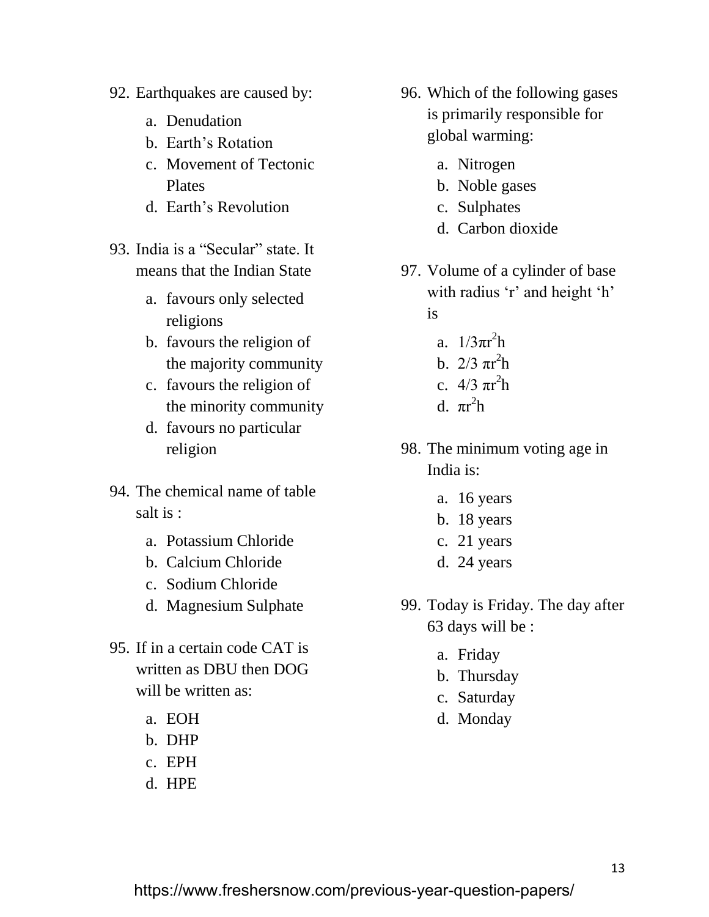92. Earthquakes are caused by:

    a. Denudation
    b. Earth's Rotation
    c. Movement of Tectonic Plates
    d. Earth's Revolution

93. India is a "Secular" state. It means that the Indian State

    a. favours only selected religions
    b. favours the religion of the majority community
    c. favours the religion of the minority community
    d. favours no particular religion

94. The chemical name of table salt is :

    a. Potassium Chloride
    b. Calcium Chloride
    c. Sodium Chloride
    d. Magnesium Sulphate

95. If in a certain code CAT is written as DBU then DOG will be written as:

    a. EOH
    b. DHP
    c. EPH
    d. HPE

96. Which of the following gases is primarily responsible for global warming:

    a. Nitrogen
    b. Noble gases
    c. Sulphates
    d. Carbon dioxide

97. Volume of a cylinder of base with radius 'r' and height 'h' is

    a. $1/3\pi r^2 h$
    b. $2/3\ \pi r^2 h$
    c. $4/3\ \pi r^2 h$
    d. $\pi r^2 h$

98. The minimum voting age in India is:

    a. 16 years
    b. 18 years
    c. 21 years
    d. 24 years

99. Today is Friday. The day after 63 days will be :

    a. Friday
    b. Thursday
    c. Saturday
    d. Monday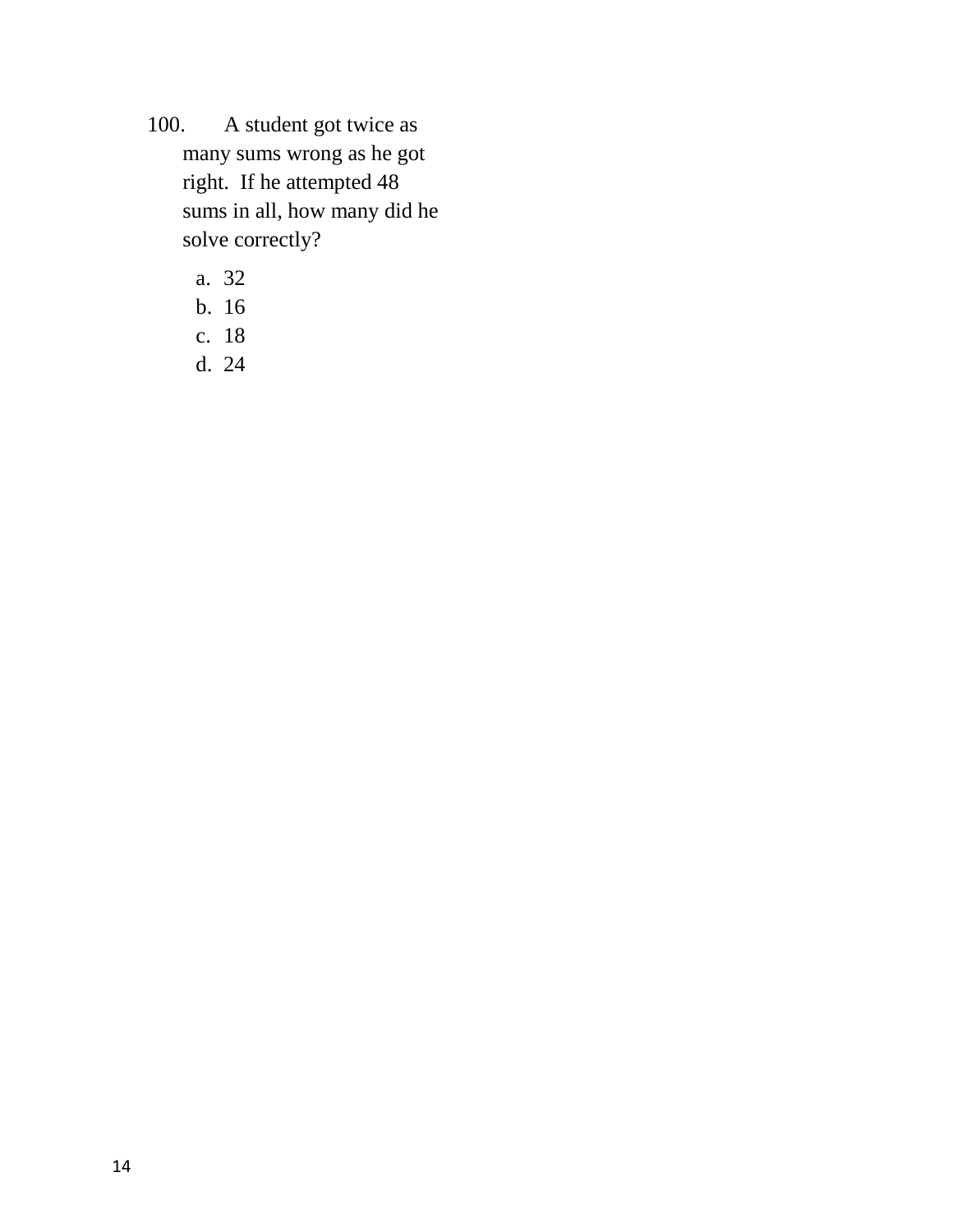100. A student got twice as many sums wrong as he got right. If he attempted 48 sums in all, how many did he solve correctly?

a. 32
b. 16
c. 18
d. 24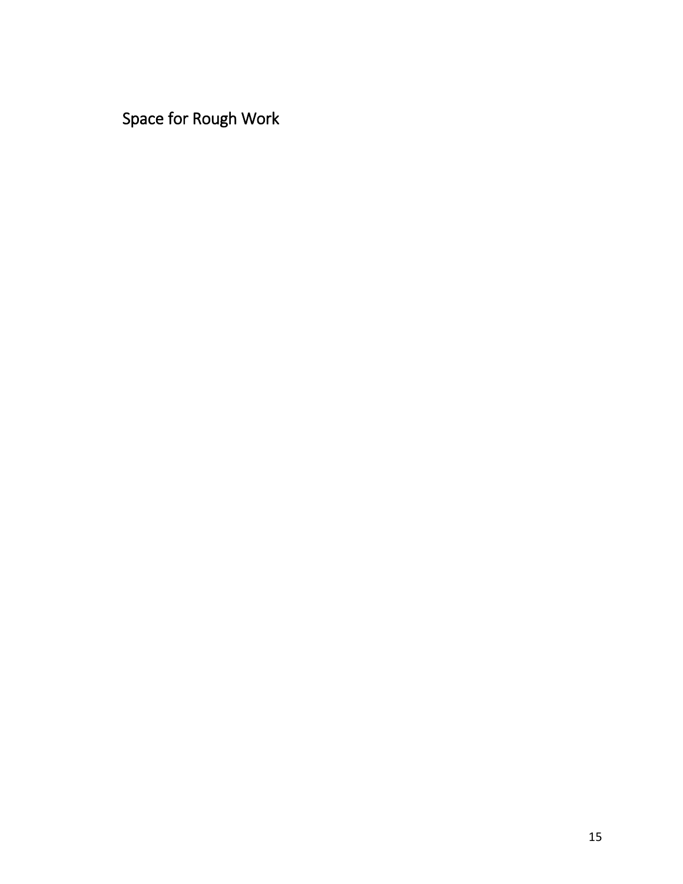Space for Rough Work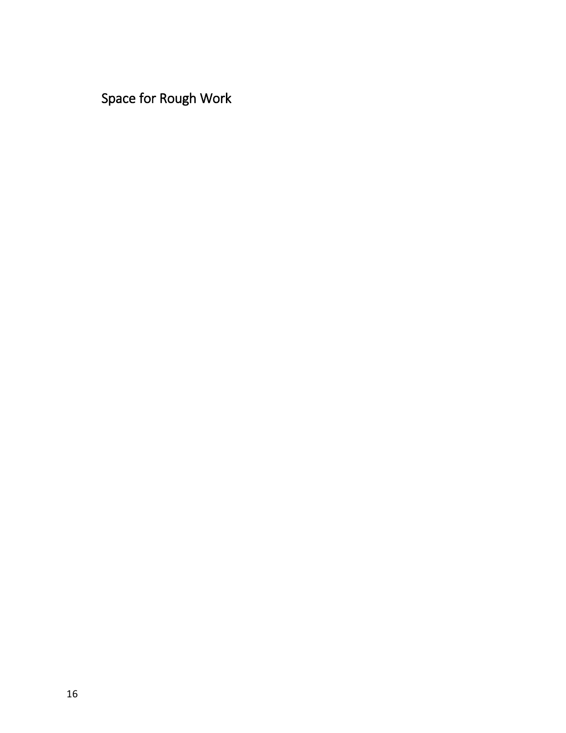Space for Rough Work